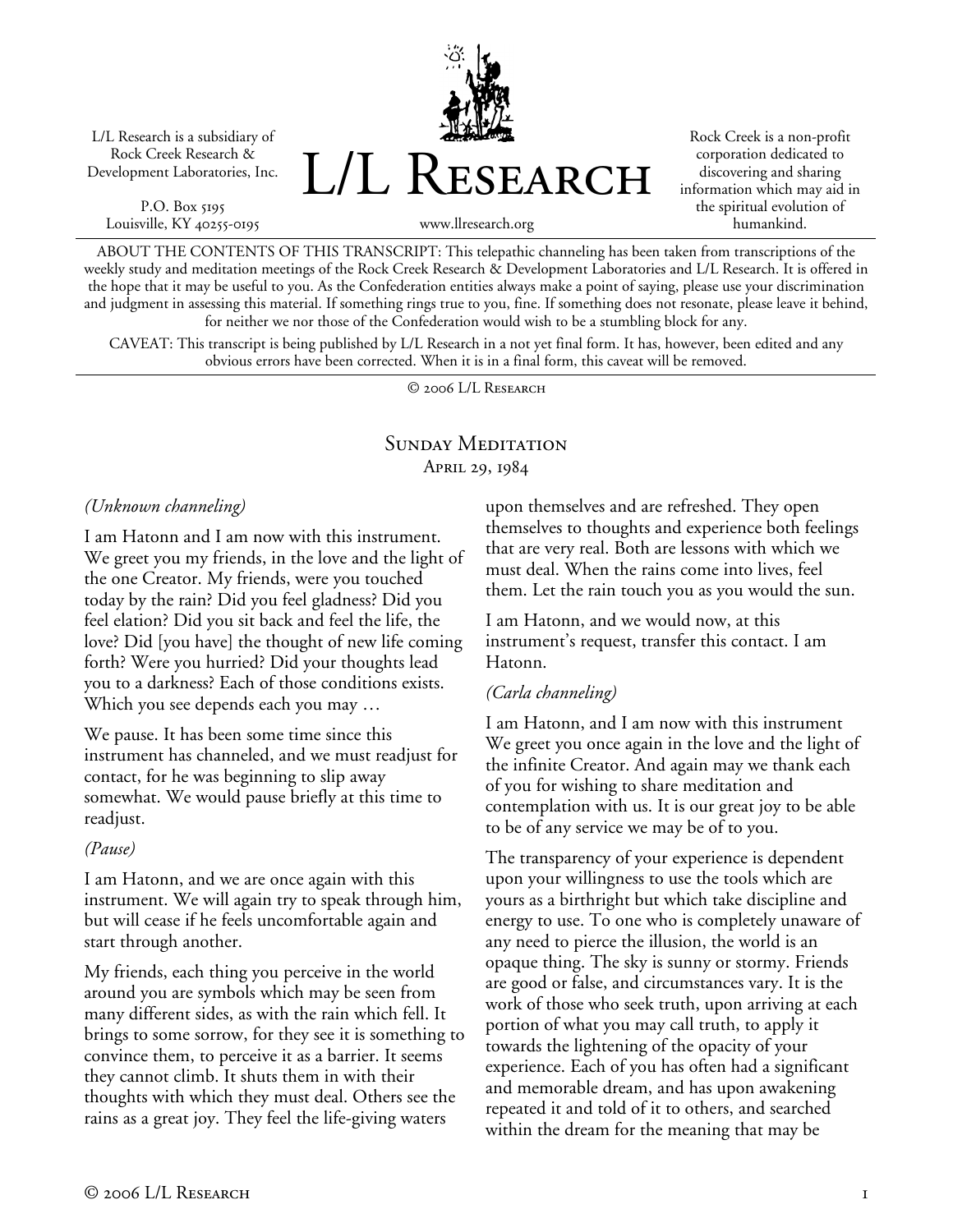L/L Research is a subsidiary of Rock Creek Research & Development Laboratories, Inc.

P.O. Box 5195
Louisville, KY 40255-0195

# L/L Research

www.llresearch.org

Rock Creek is a non-profit corporation dedicated to discovering and sharing information which may aid in the spiritual evolution of humankind.

ABOUT THE CONTENTS OF THIS TRANSCRIPT: This telepathic channeling has been taken from transcriptions of the weekly study and meditation meetings of the Rock Creek Research & Development Laboratories and L/L Research. It is offered in the hope that it may be useful to you. As the Confederation entities always make a point of saying, please use your discrimination and judgment in assessing this material. If something rings true to you, fine. If something does not resonate, please leave it behind, for neither we nor those of the Confederation would wish to be a stumbling block for any.

CAVEAT: This transcript is being published by L/L Research in a not yet final form. It has, however, been edited and any obvious errors have been corrected. When it is in a final form, this caveat will be removed.

© 2006 L/L Research

## Sunday Meditation
April 29, 1984

*(Unknown channeling)*

I am Hatonn and I am now with this instrument. We greet you my friends, in the love and the light of the one Creator. My friends, were you touched today by the rain? Did you feel gladness? Did you feel elation? Did you sit back and feel the life, the love? Did [you have] the thought of new life coming forth? Were you hurried? Did your thoughts lead you to a darkness? Each of those conditions exists. Which you see depends each you may …

We pause. It has been some time since this instrument has channeled, and we must readjust for contact, for he was beginning to slip away somewhat. We would pause briefly at this time to readjust.

*(Pause)*

I am Hatonn, and we are once again with this instrument. We will again try to speak through him, but will cease if he feels uncomfortable again and start through another.

My friends, each thing you perceive in the world around you are symbols which may be seen from many different sides, as with the rain which fell. It brings to some sorrow, for they see it is something to convince them, to perceive it as a barrier. It seems they cannot climb. It shuts them in with their thoughts with which they must deal. Others see the rains as a great joy. They feel the life-giving waters upon themselves and are refreshed. They open themselves to thoughts and experience both feelings that are very real. Both are lessons with which we must deal. When the rains come into lives, feel them. Let the rain touch you as you would the sun.

I am Hatonn, and we would now, at this instrument's request, transfer this contact. I am Hatonn.

*(Carla channeling)*

I am Hatonn, and I am now with this instrument We greet you once again in the love and the light of the infinite Creator. And again may we thank each of you for wishing to share meditation and contemplation with us. It is our great joy to be able to be of any service we may be of to you.

The transparency of your experience is dependent upon your willingness to use the tools which are yours as a birthright but which take discipline and energy to use. To one who is completely unaware of any need to pierce the illusion, the world is an opaque thing. The sky is sunny or stormy. Friends are good or false, and circumstances vary. It is the work of those who seek truth, upon arriving at each portion of what you may call truth, to apply it towards the lightening of the opacity of your experience. Each of you has often had a significant and memorable dream, and has upon awakening repeated it and told of it to others, and searched within the dream for the meaning that may be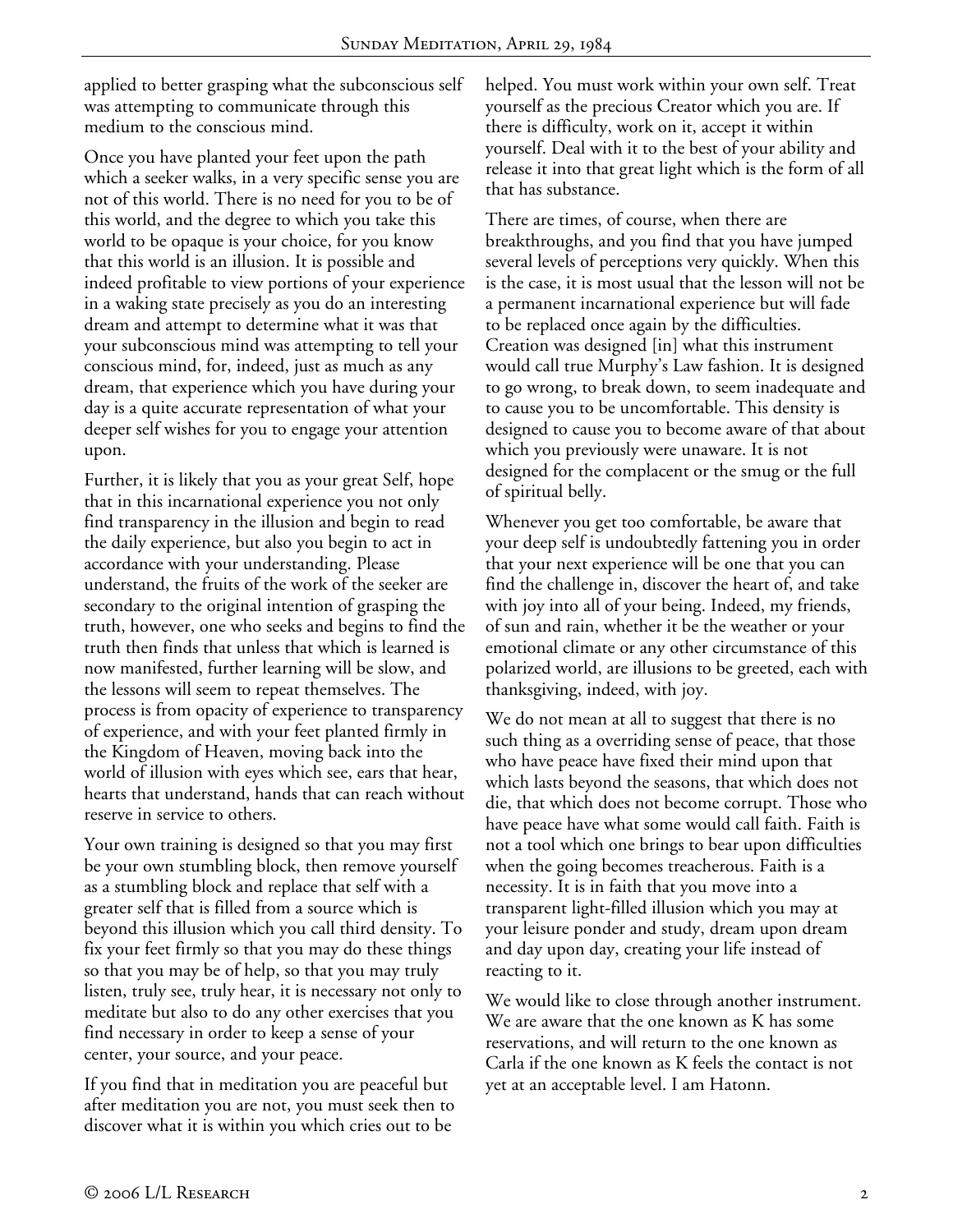applied to better grasping what the subconscious self was attempting to communicate through this medium to the conscious mind.

Once you have planted your feet upon the path which a seeker walks, in a very specific sense you are not of this world. There is no need for you to be of this world, and the degree to which you take this world to be opaque is your choice, for you know that this world is an illusion. It is possible and indeed profitable to view portions of your experience in a waking state precisely as you do an interesting dream and attempt to determine what it was that your subconscious mind was attempting to tell your conscious mind, for, indeed, just as much as any dream, that experience which you have during your day is a quite accurate representation of what your deeper self wishes for you to engage your attention upon.

Further, it is likely that you as your great Self, hope that in this incarnational experience you not only find transparency in the illusion and begin to read the daily experience, but also you begin to act in accordance with your understanding. Please understand, the fruits of the work of the seeker are secondary to the original intention of grasping the truth, however, one who seeks and begins to find the truth then finds that unless that which is learned is now manifested, further learning will be slow, and the lessons will seem to repeat themselves. The process is from opacity of experience to transparency of experience, and with your feet planted firmly in the Kingdom of Heaven, moving back into the world of illusion with eyes which see, ears that hear, hearts that understand, hands that can reach without reserve in service to others.

Your own training is designed so that you may first be your own stumbling block, then remove yourself as a stumbling block and replace that self with a greater self that is filled from a source which is beyond this illusion which you call third density. To fix your feet firmly so that you may do these things so that you may be of help, so that you may truly listen, truly see, truly hear, it is necessary not only to meditate but also to do any other exercises that you find necessary in order to keep a sense of your center, your source, and your peace.

If you find that in meditation you are peaceful but after meditation you are not, you must seek then to discover what it is within you which cries out to be helped. You must work within your own self. Treat yourself as the precious Creator which you are. If there is difficulty, work on it, accept it within yourself. Deal with it to the best of your ability and release it into that great light which is the form of all that has substance.

There are times, of course, when there are breakthroughs, and you find that you have jumped several levels of perceptions very quickly. When this is the case, it is most usual that the lesson will not be a permanent incarnational experience but will fade to be replaced once again by the difficulties. Creation was designed [in] what this instrument would call true Murphy's Law fashion. It is designed to go wrong, to break down, to seem inadequate and to cause you to be uncomfortable. This density is designed to cause you to become aware of that about which you previously were unaware. It is not designed for the complacent or the smug or the full of spiritual belly.

Whenever you get too comfortable, be aware that your deep self is undoubtedly fattening you in order that your next experience will be one that you can find the challenge in, discover the heart of, and take with joy into all of your being. Indeed, my friends, of sun and rain, whether it be the weather or your emotional climate or any other circumstance of this polarized world, are illusions to be greeted, each with thanksgiving, indeed, with joy.

We do not mean at all to suggest that there is no such thing as a overriding sense of peace, that those who have peace have fixed their mind upon that which lasts beyond the seasons, that which does not die, that which does not become corrupt. Those who have peace have what some would call faith. Faith is not a tool which one brings to bear upon difficulties when the going becomes treacherous. Faith is a necessity. It is in faith that you move into a transparent light-filled illusion which you may at your leisure ponder and study, dream upon dream and day upon day, creating your life instead of reacting to it.

We would like to close through another instrument. We are aware that the one known as K has some reservations, and will return to the one known as Carla if the one known as K feels the contact is not yet at an acceptable level. I am Hatonn.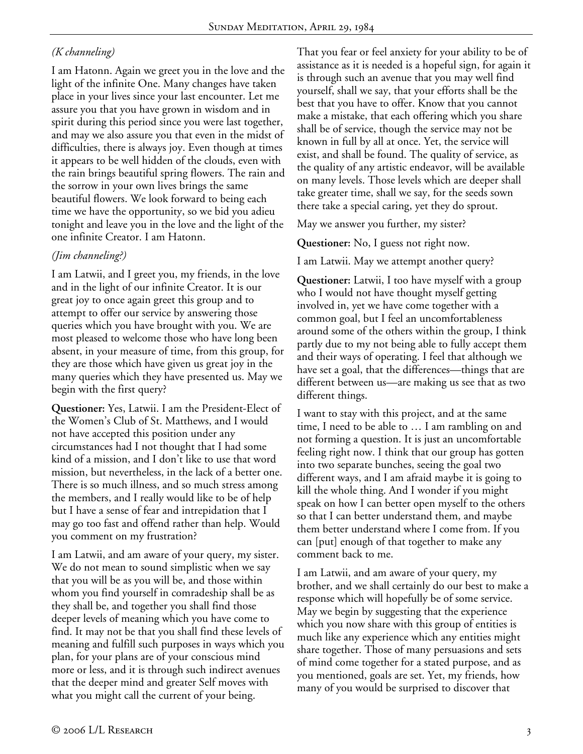*(K channeling)*

I am Hatonn. Again we greet you in the love and the light of the infinite One. Many changes have taken place in your lives since your last encounter. Let me assure you that you have grown in wisdom and in spirit during this period since you were last together, and may we also assure you that even in the midst of difficulties, there is always joy. Even though at times it appears to be well hidden of the clouds, even with the rain brings beautiful spring flowers. The rain and the sorrow in your own lives brings the same beautiful flowers. We look forward to being each time we have the opportunity, so we bid you adieu tonight and leave you in the love and the light of the one infinite Creator. I am Hatonn.

*(Jim channeling?)*

I am Latwii, and I greet you, my friends, in the love and in the light of our infinite Creator. It is our great joy to once again greet this group and to attempt to offer our service by answering those queries which you have brought with you. We are most pleased to welcome those who have long been absent, in your measure of time, from this group, for they are those which have given us great joy in the many queries which they have presented us. May we begin with the first query?

**Questioner:** Yes, Latwii. I am the President-Elect of the Women's Club of St. Matthews, and I would not have accepted this position under any circumstances had I not thought that I had some kind of a mission, and I don't like to use that word mission, but nevertheless, in the lack of a better one. There is so much illness, and so much stress among the members, and I really would like to be of help but I have a sense of fear and intrepidation that I may go too fast and offend rather than help. Would you comment on my frustration?

I am Latwii, and am aware of your query, my sister. We do not mean to sound simplistic when we say that you will be as you will be, and those within whom you find yourself in comradeship shall be as they shall be, and together you shall find those deeper levels of meaning which you have come to find. It may not be that you shall find these levels of meaning and fulfill such purposes in ways which you plan, for your plans are of your conscious mind more or less, and it is through such indirect avenues that the deeper mind and greater Self moves with what you might call the current of your being.

That you fear or feel anxiety for your ability to be of assistance as it is needed is a hopeful sign, for again it is through such an avenue that you may well find yourself, shall we say, that your efforts shall be the best that you have to offer. Know that you cannot make a mistake, that each offering which you share shall be of service, though the service may not be known in full by all at once. Yet, the service will exist, and shall be found. The quality of service, as the quality of any artistic endeavor, will be available on many levels. Those levels which are deeper shall take greater time, shall we say, for the seeds sown there take a special caring, yet they do sprout.

May we answer you further, my sister?

**Questioner:** No, I guess not right now.

I am Latwii. May we attempt another query?

**Questioner:** Latwii, I too have myself with a group who I would not have thought myself getting involved in, yet we have come together with a common goal, but I feel an uncomfortableness around some of the others within the group, I think partly due to my not being able to fully accept them and their ways of operating. I feel that although we have set a goal, that the differences—things that are different between us—are making us see that as two different things.

I want to stay with this project, and at the same time, I need to be able to … I am rambling on and not forming a question. It is just an uncomfortable feeling right now. I think that our group has gotten into two separate bunches, seeing the goal two different ways, and I am afraid maybe it is going to kill the whole thing. And I wonder if you might speak on how I can better open myself to the others so that I can better understand them, and maybe them better understand where I come from. If you can [put] enough of that together to make any comment back to me.

I am Latwii, and am aware of your query, my brother, and we shall certainly do our best to make a response which will hopefully be of some service. May we begin by suggesting that the experience which you now share with this group of entities is much like any experience which any entities might share together. Those of many persuasions and sets of mind come together for a stated purpose, and as you mentioned, goals are set. Yet, my friends, how many of you would be surprised to discover that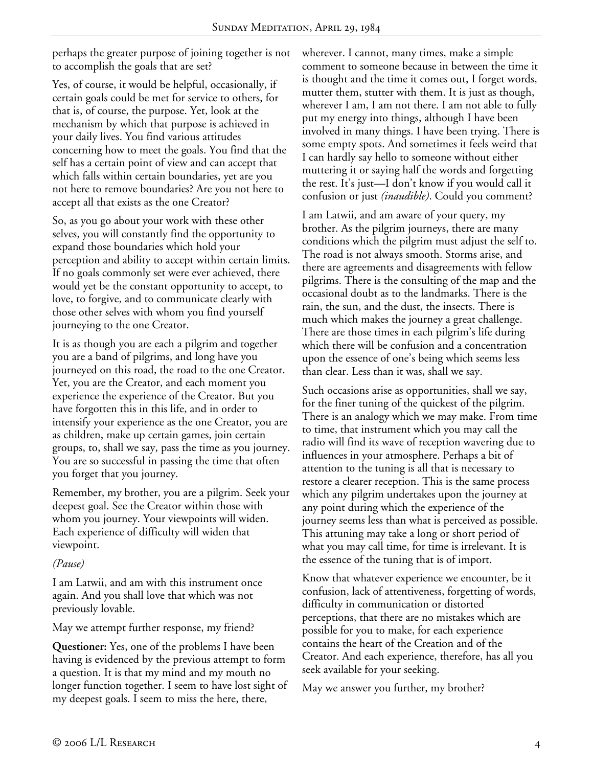perhaps the greater purpose of joining together is not to accomplish the goals that are set?

Yes, of course, it would be helpful, occasionally, if certain goals could be met for service to others, for that is, of course, the purpose. Yet, look at the mechanism by which that purpose is achieved in your daily lives. You find various attitudes concerning how to meet the goals. You find that the self has a certain point of view and can accept that which falls within certain boundaries, yet are you not here to remove boundaries? Are you not here to accept all that exists as the one Creator?

So, as you go about your work with these other selves, you will constantly find the opportunity to expand those boundaries which hold your perception and ability to accept within certain limits. If no goals commonly set were ever achieved, there would yet be the constant opportunity to accept, to love, to forgive, and to communicate clearly with those other selves with whom you find yourself journeying to the one Creator.

It is as though you are each a pilgrim and together you are a band of pilgrims, and long have you journeyed on this road, the road to the one Creator. Yet, you are the Creator, and each moment you experience the experience of the Creator. But you have forgotten this in this life, and in order to intensify your experience as the one Creator, you are as children, make up certain games, join certain groups, to, shall we say, pass the time as you journey. You are so successful in passing the time that often you forget that you journey.

Remember, my brother, you are a pilgrim. Seek your deepest goal. See the Creator within those with whom you journey. Your viewpoints will widen. Each experience of difficulty will widen that viewpoint.

*(Pause)*

I am Latwii, and am with this instrument once again. And you shall love that which was not previously lovable.

May we attempt further response, my friend?

**Questioner:** Yes, one of the problems I have been having is evidenced by the previous attempt to form a question. It is that my mind and my mouth no longer function together. I seem to have lost sight of my deepest goals. I seem to miss the here, there, wherever. I cannot, many times, make a simple comment to someone because in between the time it is thought and the time it comes out, I forget words, mutter them, stutter with them. It is just as though, wherever I am, I am not there. I am not able to fully put my energy into things, although I have been involved in many things. I have been trying. There is some empty spots. And sometimes it feels weird that I can hardly say hello to someone without either muttering it or saying half the words and forgetting the rest. It's just—I don't know if you would call it confusion or just *(inaudible)*. Could you comment?

I am Latwii, and am aware of your query, my brother. As the pilgrim journeys, there are many conditions which the pilgrim must adjust the self to. The road is not always smooth. Storms arise, and there are agreements and disagreements with fellow pilgrims. There is the consulting of the map and the occasional doubt as to the landmarks. There is the rain, the sun, and the dust, the insects. There is much which makes the journey a great challenge. There are those times in each pilgrim's life during which there will be confusion and a concentration upon the essence of one's being which seems less than clear. Less than it was, shall we say.

Such occasions arise as opportunities, shall we say, for the finer tuning of the quickest of the pilgrim. There is an analogy which we may make. From time to time, that instrument which you may call the radio will find its wave of reception wavering due to influences in your atmosphere. Perhaps a bit of attention to the tuning is all that is necessary to restore a clearer reception. This is the same process which any pilgrim undertakes upon the journey at any point during which the experience of the journey seems less than what is perceived as possible. This attuning may take a long or short period of what you may call time, for time is irrelevant. It is the essence of the tuning that is of import.

Know that whatever experience we encounter, be it confusion, lack of attentiveness, forgetting of words, difficulty in communication or distorted perceptions, that there are no mistakes which are possible for you to make, for each experience contains the heart of the Creation and of the Creator. And each experience, therefore, has all you seek available for your seeking.

May we answer you further, my brother?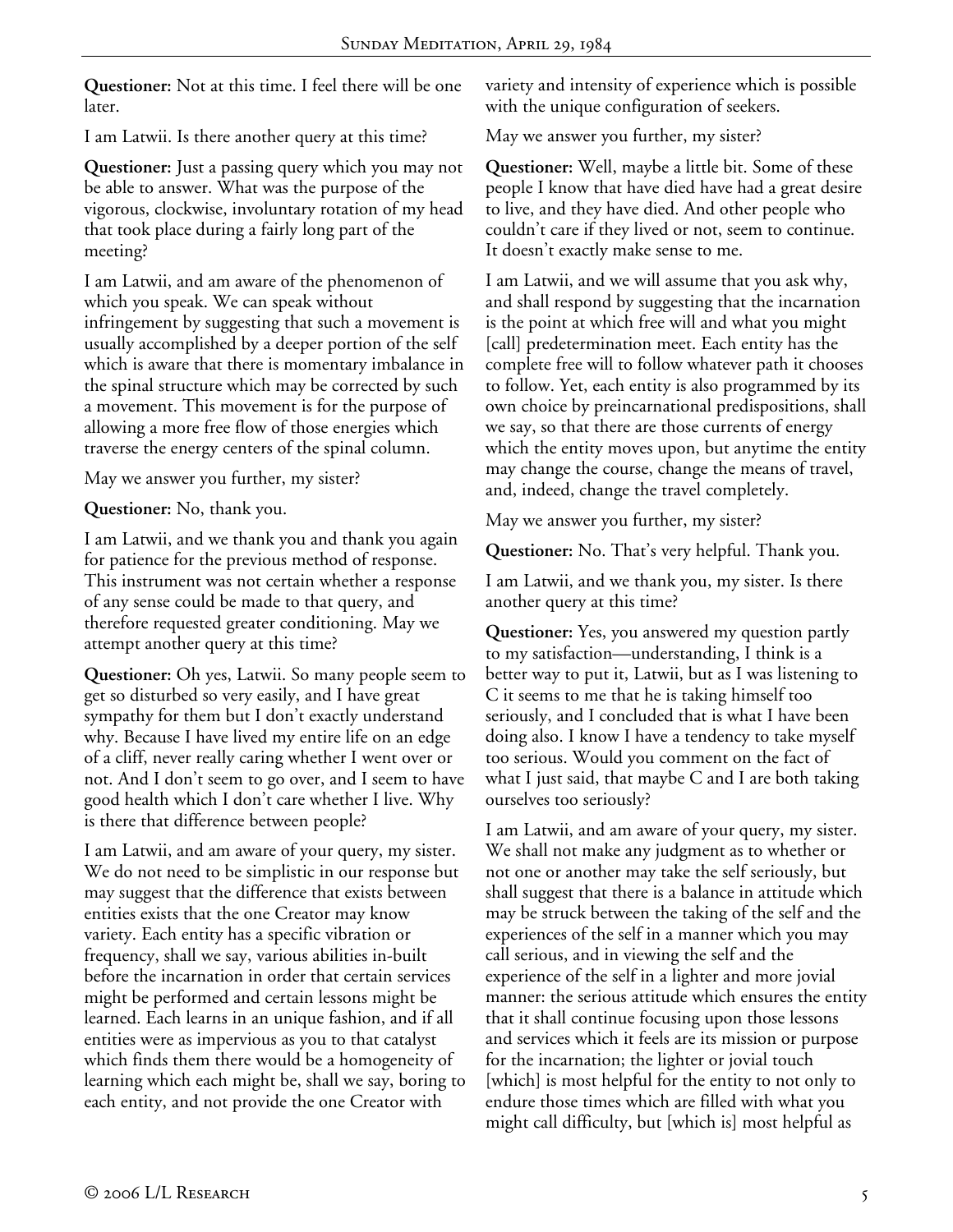**Questioner:** Not at this time. I feel there will be one later.

I am Latwii. Is there another query at this time?

**Questioner:** Just a passing query which you may not be able to answer. What was the purpose of the vigorous, clockwise, involuntary rotation of my head that took place during a fairly long part of the meeting?

I am Latwii, and am aware of the phenomenon of which you speak. We can speak without infringement by suggesting that such a movement is usually accomplished by a deeper portion of the self which is aware that there is momentary imbalance in the spinal structure which may be corrected by such a movement. This movement is for the purpose of allowing a more free flow of those energies which traverse the energy centers of the spinal column.

May we answer you further, my sister?

**Questioner:** No, thank you.

I am Latwii, and we thank you and thank you again for patience for the previous method of response. This instrument was not certain whether a response of any sense could be made to that query, and therefore requested greater conditioning. May we attempt another query at this time?

**Questioner:** Oh yes, Latwii. So many people seem to get so disturbed so very easily, and I have great sympathy for them but I don't exactly understand why. Because I have lived my entire life on an edge of a cliff, never really caring whether I went over or not. And I don't seem to go over, and I seem to have good health which I don't care whether I live. Why is there that difference between people?

I am Latwii, and am aware of your query, my sister. We do not need to be simplistic in our response but may suggest that the difference that exists between entities exists that the one Creator may know variety. Each entity has a specific vibration or frequency, shall we say, various abilities in-built before the incarnation in order that certain services might be performed and certain lessons might be learned. Each learns in an unique fashion, and if all entities were as impervious as you to that catalyst which finds them there would be a homogeneity of learning which each might be, shall we say, boring to each entity, and not provide the one Creator with variety and intensity of experience which is possible with the unique configuration of seekers.

May we answer you further, my sister?

**Questioner:** Well, maybe a little bit. Some of these people I know that have died have had a great desire to live, and they have died. And other people who couldn't care if they lived or not, seem to continue. It doesn't exactly make sense to me.

I am Latwii, and we will assume that you ask why, and shall respond by suggesting that the incarnation is the point at which free will and what you might [call] predetermination meet. Each entity has the complete free will to follow whatever path it chooses to follow. Yet, each entity is also programmed by its own choice by preincarnational predispositions, shall we say, so that there are those currents of energy which the entity moves upon, but anytime the entity may change the course, change the means of travel, and, indeed, change the travel completely.

May we answer you further, my sister?

**Questioner:** No. That's very helpful. Thank you.

I am Latwii, and we thank you, my sister. Is there another query at this time?

**Questioner:** Yes, you answered my question partly to my satisfaction—understanding, I think is a better way to put it, Latwii, but as I was listening to C it seems to me that he is taking himself too seriously, and I concluded that is what I have been doing also. I know I have a tendency to take myself too serious. Would you comment on the fact of what I just said, that maybe C and I are both taking ourselves too seriously?

I am Latwii, and am aware of your query, my sister. We shall not make any judgment as to whether or not one or another may take the self seriously, but shall suggest that there is a balance in attitude which may be struck between the taking of the self and the experiences of the self in a manner which you may call serious, and in viewing the self and the experience of the self in a lighter and more jovial manner: the serious attitude which ensures the entity that it shall continue focusing upon those lessons and services which it feels are its mission or purpose for the incarnation; the lighter or jovial touch [which] is most helpful for the entity to not only to endure those times which are filled with what you might call difficulty, but [which is] most helpful as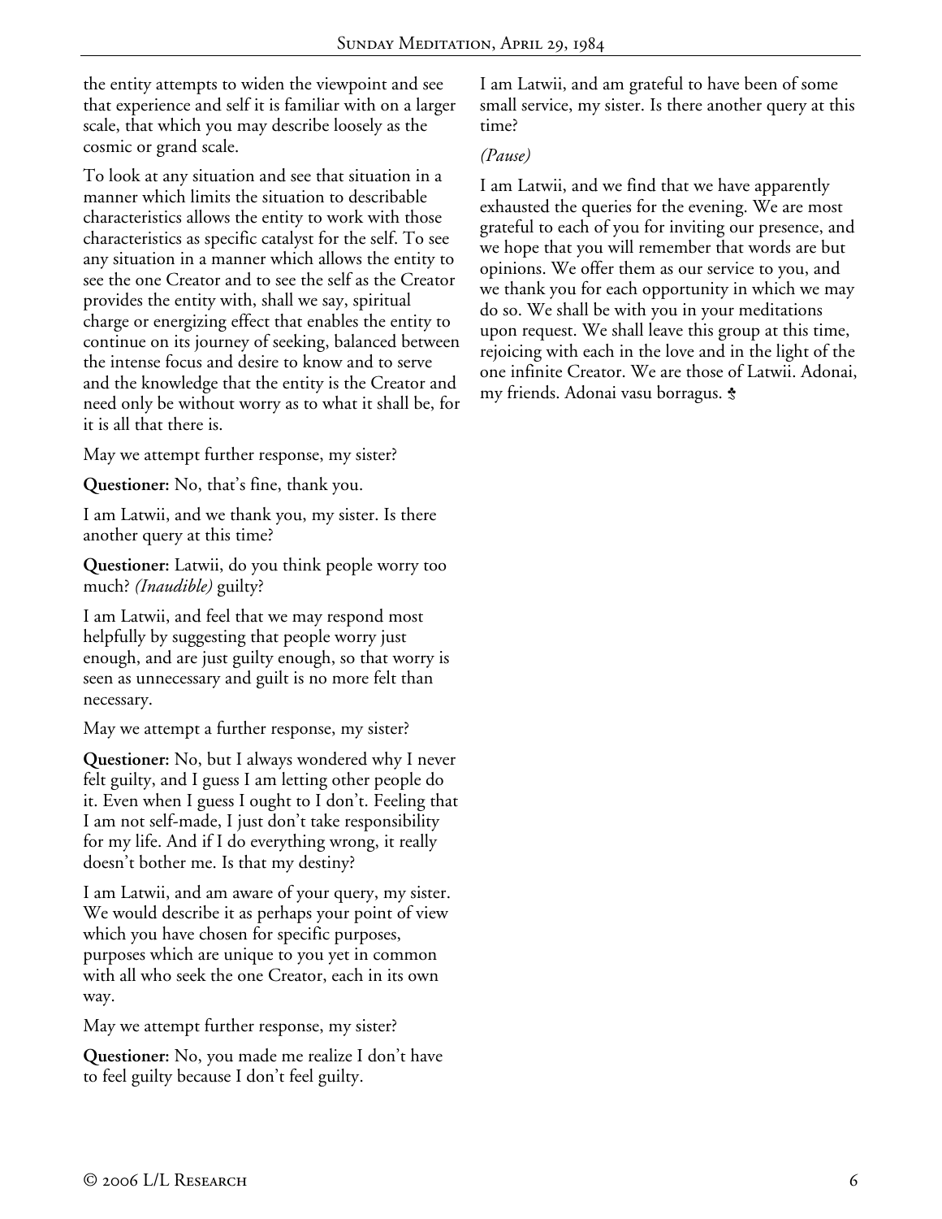the entity attempts to widen the viewpoint and see that experience and self it is familiar with on a larger scale, that which you may describe loosely as the cosmic or grand scale.

To look at any situation and see that situation in a manner which limits the situation to describable characteristics allows the entity to work with those characteristics as specific catalyst for the self. To see any situation in a manner which allows the entity to see the one Creator and to see the self as the Creator provides the entity with, shall we say, spiritual charge or energizing effect that enables the entity to continue on its journey of seeking, balanced between the intense focus and desire to know and to serve and the knowledge that the entity is the Creator and need only be without worry as to what it shall be, for it is all that there is.

May we attempt further response, my sister?

**Questioner:** No, that's fine, thank you.

I am Latwii, and we thank you, my sister. Is there another query at this time?

**Questioner:** Latwii, do you think people worry too much? *(Inaudible)* guilty?

I am Latwii, and feel that we may respond most helpfully by suggesting that people worry just enough, and are just guilty enough, so that worry is seen as unnecessary and guilt is no more felt than necessary.

May we attempt a further response, my sister?

**Questioner:** No, but I always wondered why I never felt guilty, and I guess I am letting other people do it. Even when I guess I ought to I don't. Feeling that I am not self-made, I just don't take responsibility for my life. And if I do everything wrong, it really doesn't bother me. Is that my destiny?

I am Latwii, and am aware of your query, my sister. We would describe it as perhaps your point of view which you have chosen for specific purposes, purposes which are unique to you yet in common with all who seek the one Creator, each in its own way.

May we attempt further response, my sister?

**Questioner:** No, you made me realize I don't have to feel guilty because I don't feel guilty.

I am Latwii, and am grateful to have been of some small service, my sister. Is there another query at this time?

*(Pause)*

I am Latwii, and we find that we have apparently exhausted the queries for the evening. We are most grateful to each of you for inviting our presence, and we hope that you will remember that words are but opinions. We offer them as our service to you, and we thank you for each opportunity in which we may do so. We shall be with you in your meditations upon request. We shall leave this group at this time, rejoicing with each in the love and in the light of the one infinite Creator. We are those of Latwii. Adonai, my friends. Adonai vasu borragus.